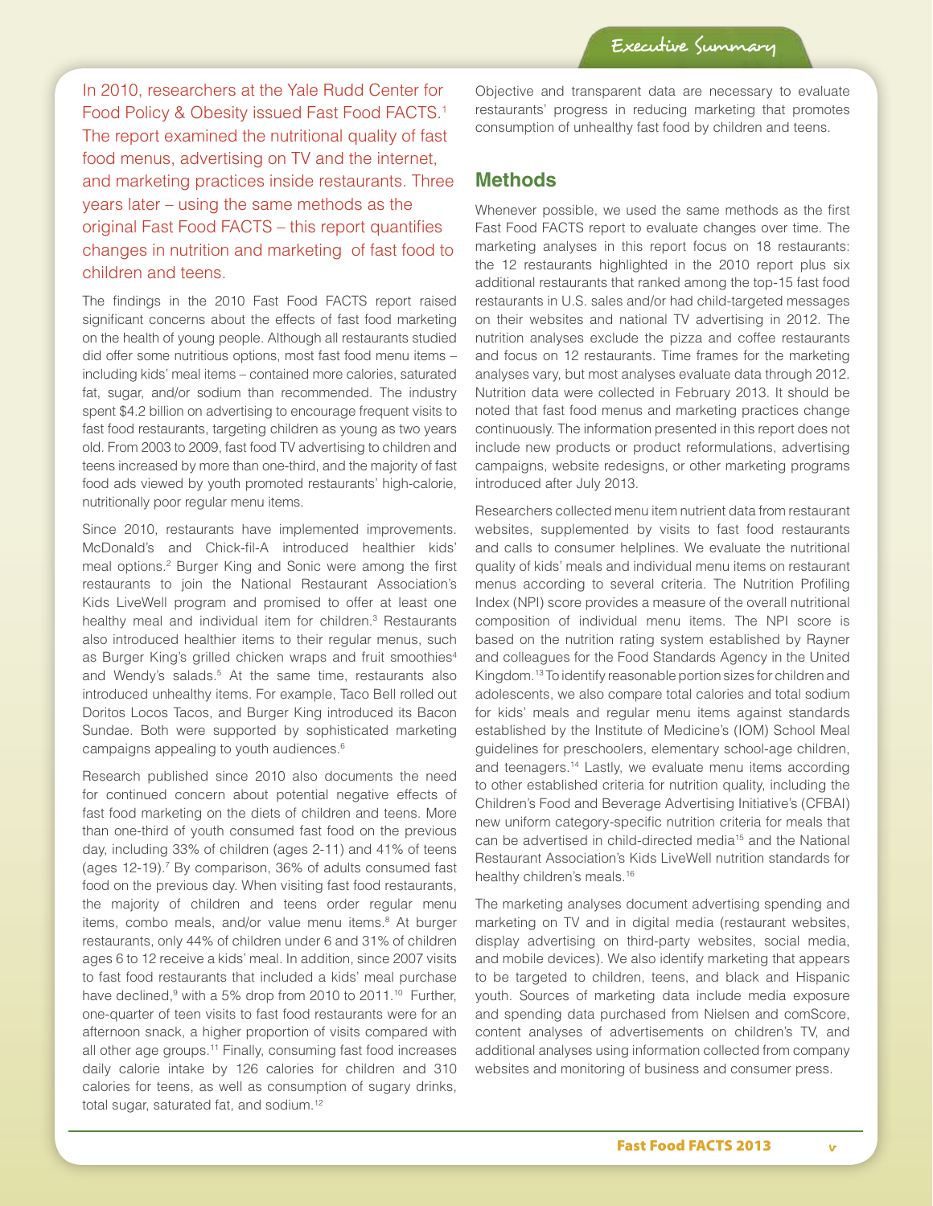## Executive Summary

In 2010, researchers at the Yale Rudd Center for Food Policy & Obesity issued Fast Food FACTS.[1] The report examined the nutritional quality of fast food menus, advertising on TV and the internet, and marketing practices inside restaurants. Three years later – using the same methods as the original Fast Food FACTS – this report quantifies changes in nutrition and marketing of fast food to children and teens.

The findings in the 2010 Fast Food FACTS report raised significant concerns about the effects of fast food marketing on the health of young people. Although all restaurants studied did offer some nutritious options, most fast food menu items – including kids' meal items – contained more calories, saturated fat, sugar, and/or sodium than recommended. The industry spent $4.2 billion on advertising to encourage frequent visits to fast food restaurants, targeting children as young as two years old. From 2003 to 2009, fast food TV advertising to children and teens increased by more than one-third, and the majority of fast food ads viewed by youth promoted restaurants' high-calorie, nutritionally poor regular menu items.

Since 2010, restaurants have implemented improvements. McDonald's and Chick-fil-A introduced healthier kids' meal options.[2] Burger King and Sonic were among the first restaurants to join the National Restaurant Association's Kids LiveWell program and promised to offer at least one healthy meal and individual item for children.[3] Restaurants also introduced healthier items to their regular menus, such as Burger King's grilled chicken wraps and fruit smoothies[4] and Wendy's salads.[5] At the same time, restaurants also introduced unhealthy items. For example, Taco Bell rolled out Doritos Locos Tacos, and Burger King introduced its Bacon Sundae. Both were supported by sophisticated marketing campaigns appealing to youth audiences.[6]

Research published since 2010 also documents the need for continued concern about potential negative effects of fast food marketing on the diets of children and teens. More than one-third of youth consumed fast food on the previous day, including 33% of children (ages 2-11) and 41% of teens (ages 12-19).[7] By comparison, 36% of adults consumed fast food on the previous day. When visiting fast food restaurants, the majority of children and teens order regular menu items, combo meals, and/or value menu items.[8] At burger restaurants, only 44% of children under 6 and 31% of children ages 6 to 12 receive a kids' meal. In addition, since 2007 visits to fast food restaurants that included a kids' meal purchase have declined,[9] with a 5% drop from 2010 to 2011.[10] Further, one-quarter of teen visits to fast food restaurants were for an afternoon snack, a higher proportion of visits compared with all other age groups.[11] Finally, consuming fast food increases daily calorie intake by 126 calories for children and 310 calories for teens, as well as consumption of sugary drinks, total sugar, saturated fat, and sodium.[12]

Objective and transparent data are necessary to evaluate restaurants' progress in reducing marketing that promotes consumption of unhealthy fast food by children and teens.

## Methods

Whenever possible, we used the same methods as the first Fast Food FACTS report to evaluate changes over time. The marketing analyses in this report focus on 18 restaurants: the 12 restaurants highlighted in the 2010 report plus six additional restaurants that ranked among the top-15 fast food restaurants in U.S. sales and/or had child-targeted messages on their websites and national TV advertising in 2012. The nutrition analyses exclude the pizza and coffee restaurants and focus on 12 restaurants. Time frames for the marketing analyses vary, but most analyses evaluate data through 2012. Nutrition data were collected in February 2013. It should be noted that fast food menus and marketing practices change continuously. The information presented in this report does not include new products or product reformulations, advertising campaigns, website redesigns, or other marketing programs introduced after July 2013.

Researchers collected menu item nutrient data from restaurant websites, supplemented by visits to fast food restaurants and calls to consumer helplines. We evaluate the nutritional quality of kids' meals and individual menu items on restaurant menus according to several criteria. The Nutrition Profiling Index (NPI) score provides a measure of the overall nutritional composition of individual menu items. The NPI score is based on the nutrition rating system established by Rayner and colleagues for the Food Standards Agency in the United Kingdom.[13] To identify reasonable portion sizes for children and adolescents, we also compare total calories and total sodium for kids' meals and regular menu items against standards established by the Institute of Medicine's (IOM) School Meal guidelines for preschoolers, elementary school-age children, and teenagers.[14] Lastly, we evaluate menu items according to other established criteria for nutrition quality, including the Children's Food and Beverage Advertising Initiative's (CFBAI) new uniform category-specific nutrition criteria for meals that can be advertised in child-directed media[15] and the National Restaurant Association's Kids LiveWell nutrition standards for healthy children's meals.[16]

The marketing analyses document advertising spending and marketing on TV and in digital media (restaurant websites, display advertising on third-party websites, social media, and mobile devices). We also identify marketing that appears to be targeted to children, teens, and black and Hispanic youth. Sources of marketing data include media exposure and spending data purchased from Nielsen and comScore, content analyses of advertisements on children's TV, and additional analyses using information collected from company websites and monitoring of business and consumer press.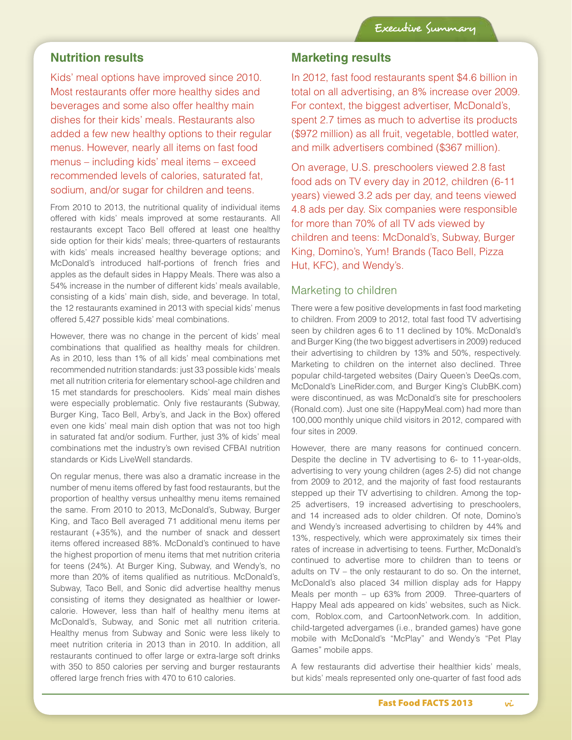## Nutrition results

Kids' meal options have improved since 2010. Most restaurants offer more healthy sides and beverages and some also offer healthy main dishes for their kids' meals. Restaurants also added a few new healthy options to their regular menus. However, nearly all items on fast food menus – including kids' meal items – exceed recommended levels of calories, saturated fat, sodium, and/or sugar for children and teens.

From 2010 to 2013, the nutritional quality of individual items offered with kids' meals improved at some restaurants. All restaurants except Taco Bell offered at least one healthy side option for their kids' meals; three-quarters of restaurants with kids' meals increased healthy beverage options; and McDonald's introduced half-portions of french fries and apples as the default sides in Happy Meals. There was also a 54% increase in the number of different kids' meals available, consisting of a kids' main dish, side, and beverage. In total, the 12 restaurants examined in 2013 with special kids' menus offered 5,427 possible kids' meal combinations.

However, there was no change in the percent of kids' meal combinations that qualified as healthy meals for children. As in 2010, less than 1% of all kids' meal combinations met recommended nutrition standards: just 33 possible kids' meals met all nutrition criteria for elementary school-age children and 15 met standards for preschoolers. Kids' meal main dishes were especially problematic. Only five restaurants (Subway, Burger King, Taco Bell, Arby's, and Jack in the Box) offered even one kids' meal main dish option that was not too high in saturated fat and/or sodium. Further, just 3% of kids' meal combinations met the industry's own revised CFBAI nutrition standards or Kids LiveWell standards.

On regular menus, there was also a dramatic increase in the number of menu items offered by fast food restaurants, but the proportion of healthy versus unhealthy menu items remained the same. From 2010 to 2013, McDonald's, Subway, Burger King, and Taco Bell averaged 71 additional menu items per restaurant (+35%), and the number of snack and dessert items offered increased 88%. McDonald's continued to have the highest proportion of menu items that met nutrition criteria for teens (24%). At Burger King, Subway, and Wendy's, no more than 20% of items qualified as nutritious. McDonald's, Subway, Taco Bell, and Sonic did advertise healthy menus consisting of items they designated as healthier or lower-calorie. However, less than half of healthy menu items at McDonald's, Subway, and Sonic met all nutrition criteria. Healthy menus from Subway and Sonic were less likely to meet nutrition criteria in 2013 than in 2010. In addition, all restaurants continued to offer large or extra-large soft drinks with 350 to 850 calories per serving and burger restaurants offered large french fries with 470 to 610 calories.

## Marketing results

In 2012, fast food restaurants spent $4.6 billion in total on all advertising, an 8% increase over 2009. For context, the biggest advertiser, McDonald's, spent 2.7 times as much to advertise its products ($972 million) as all fruit, vegetable, bottled water, and milk advertisers combined ($367 million).

On average, U.S. preschoolers viewed 2.8 fast food ads on TV every day in 2012, children (6-11 years) viewed 3.2 ads per day, and teens viewed 4.8 ads per day. Six companies were responsible for more than 70% of all TV ads viewed by children and teens: McDonald's, Subway, Burger King, Domino's, Yum! Brands (Taco Bell, Pizza Hut, KFC), and Wendy's.

### Marketing to children

There were a few positive developments in fast food marketing to children. From 2009 to 2012, total fast food TV advertising seen by children ages 6 to 11 declined by 10%. McDonald's and Burger King (the two biggest advertisers in 2009) reduced their advertising to children by 13% and 50%, respectively. Marketing to children on the internet also declined. Three popular child-targeted websites (Dairy Queen's DeeQs.com, McDonald's LineRider.com, and Burger King's ClubBK.com) were discontinued, as was McDonald's site for preschoolers (Ronald.com). Just one site (HappyMeal.com) had more than 100,000 monthly unique child visitors in 2012, compared with four sites in 2009.

However, there are many reasons for continued concern. Despite the decline in TV advertising to 6- to 11-year-olds, advertising to very young children (ages 2-5) did not change from 2009 to 2012, and the majority of fast food restaurants stepped up their TV advertising to children. Among the top-25 advertisers, 19 increased advertising to preschoolers, and 14 increased ads to older children. Of note, Domino's and Wendy's increased advertising to children by 44% and 13%, respectively, which were approximately six times their rates of increase in advertising to teens. Further, McDonald's continued to advertise more to children than to teens or adults on TV – the only restaurant to do so. On the internet, McDonald's also placed 34 million display ads for Happy Meals per month – up 63% from 2009. Three-quarters of Happy Meal ads appeared on kids' websites, such as Nick.com, Roblox.com, and CartoonNetwork.com. In addition, child-targeted advergames (i.e., branded games) have gone mobile with McDonald's "McPlay" and Wendy's "Pet Play Games" mobile apps.

A few restaurants did advertise their healthier kids' meals, but kids' meals represented only one-quarter of fast food ads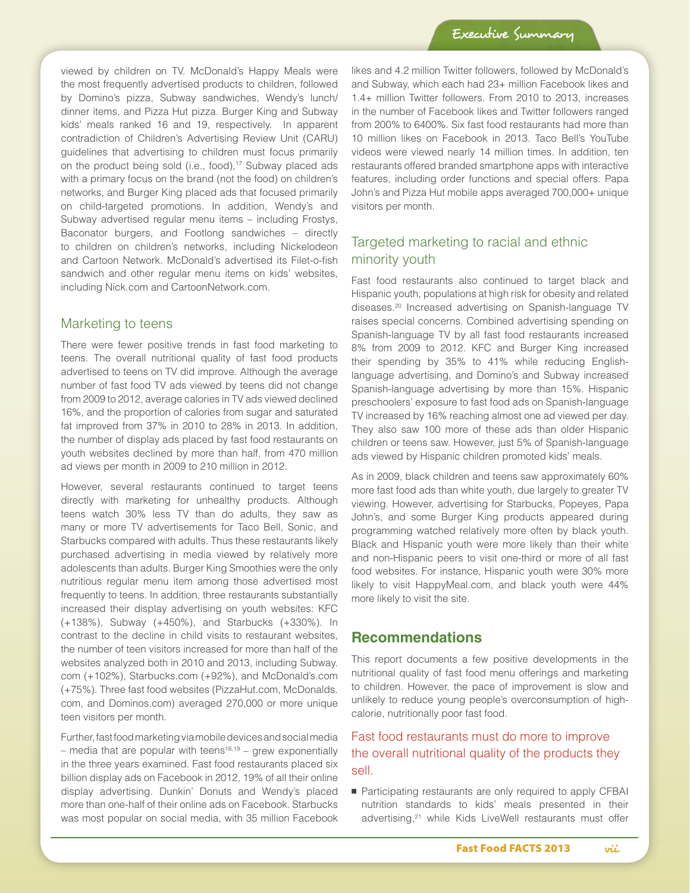viewed by children on TV. McDonald's Happy Meals were the most frequently advertised products to children, followed by Domino's pizza, Subway sandwiches, Wendy's lunch/dinner items, and Pizza Hut pizza. Burger King and Subway kids' meals ranked 16 and 19, respectively. In apparent contradiction of Children's Advertising Review Unit (CARU) guidelines that advertising to children must focus primarily on the product being sold (i.e., food),[17] Subway placed ads with a primary focus on the brand (not the food) on children's networks, and Burger King placed ads that focused primarily on child-targeted promotions. In addition, Wendy's and Subway advertised regular menu items – including Frostys, Baconator burgers, and Footlong sandwiches – directly to children on children's networks, including Nickelodeon and Cartoon Network. McDonald's advertised its Filet-o-fish sandwich and other regular menu items on kids' websites, including Nick.com and CartoonNetwork.com.

### Marketing to teens

There were fewer positive trends in fast food marketing to teens. The overall nutritional quality of fast food products advertised to teens on TV did improve. Although the average number of fast food TV ads viewed by teens did not change from 2009 to 2012, average calories in TV ads viewed declined 16%, and the proportion of calories from sugar and saturated fat improved from 37% in 2010 to 28% in 2013. In addition, the number of display ads placed by fast food restaurants on youth websites declined by more than half, from 470 million ad views per month in 2009 to 210 million in 2012.

However, several restaurants continued to target teens directly with marketing for unhealthy products. Although teens watch 30% less TV than do adults, they saw as many or more TV advertisements for Taco Bell, Sonic, and Starbucks compared with adults. Thus these restaurants likely purchased advertising in media viewed by relatively more adolescents than adults. Burger King Smoothies were the only nutritious regular menu item among those advertised most frequently to teens. In addition, three restaurants substantially increased their display advertising on youth websites: KFC (+138%), Subway (+450%), and Starbucks (+330%). In contrast to the decline in child visits to restaurant websites, the number of teen visitors increased for more than half of the websites analyzed both in 2010 and 2013, including Subway.com (+102%), Starbucks.com (+92%), and McDonald's.com (+75%). Three fast food websites (PizzaHut.com, McDonalds.com, and Dominos.com) averaged 270,000 or more unique teen visitors per month.

Further, fast food marketing via mobile devices and social media – media that are popular with teens[18,19] – grew exponentially in the three years examined. Fast food restaurants placed six billion display ads on Facebook in 2012, 19% of all their online display advertising. Dunkin' Donuts and Wendy's placed more than one-half of their online ads on Facebook. Starbucks was most popular on social media, with 35 million Facebook likes and 4.2 million Twitter followers, followed by McDonald's and Subway, which each had 23+ million Facebook likes and 1.4+ million Twitter followers. From 2010 to 2013, increases in the number of Facebook likes and Twitter followers ranged from 200% to 6400%. Six fast food restaurants had more than 10 million likes on Facebook in 2013. Taco Bell's YouTube videos were viewed nearly 14 million times. In addition, ten restaurants offered branded smartphone apps with interactive features, including order functions and special offers. Papa John's and Pizza Hut mobile apps averaged 700,000+ unique visitors per month.

### Targeted marketing to racial and ethnic minority youth

Fast food restaurants also continued to target black and Hispanic youth, populations at high risk for obesity and related diseases.[20] Increased advertising on Spanish-language TV raises special concerns. Combined advertising spending on Spanish-language TV by all fast food restaurants increased 8% from 2009 to 2012. KFC and Burger King increased their spending by 35% to 41% while reducing English-language advertising, and Domino's and Subway increased Spanish-language advertising by more than 15%. Hispanic preschoolers' exposure to fast food ads on Spanish-language TV increased by 16% reaching almost one ad viewed per day. They also saw 100 more of these ads than older Hispanic children or teens saw. However, just 5% of Spanish-language ads viewed by Hispanic children promoted kids' meals.

As in 2009, black children and teens saw approximately 60% more fast food ads than white youth, due largely to greater TV viewing. However, advertising for Starbucks, Popeyes, Papa John's, and some Burger King products appeared during programming watched relatively more often by black youth. Black and Hispanic youth were more likely than their white and non-Hispanic peers to visit one-third or more of all fast food websites. For instance, Hispanic youth were 30% more likely to visit HappyMeal.com, and black youth were 44% more likely to visit the site.

## Recommendations

This report documents a few positive developments in the nutritional quality of fast food menu offerings and marketing to children. However, the pace of improvement is slow and unlikely to reduce young people's overconsumption of high-calorie, nutritionally poor fast food.

### Fast food restaurants must do more to improve the overall nutritional quality of the products they sell.

- Participating restaurants are only required to apply CFBAI nutrition standards to kids' meals presented in their advertising,[21] while Kids LiveWell restaurants must offer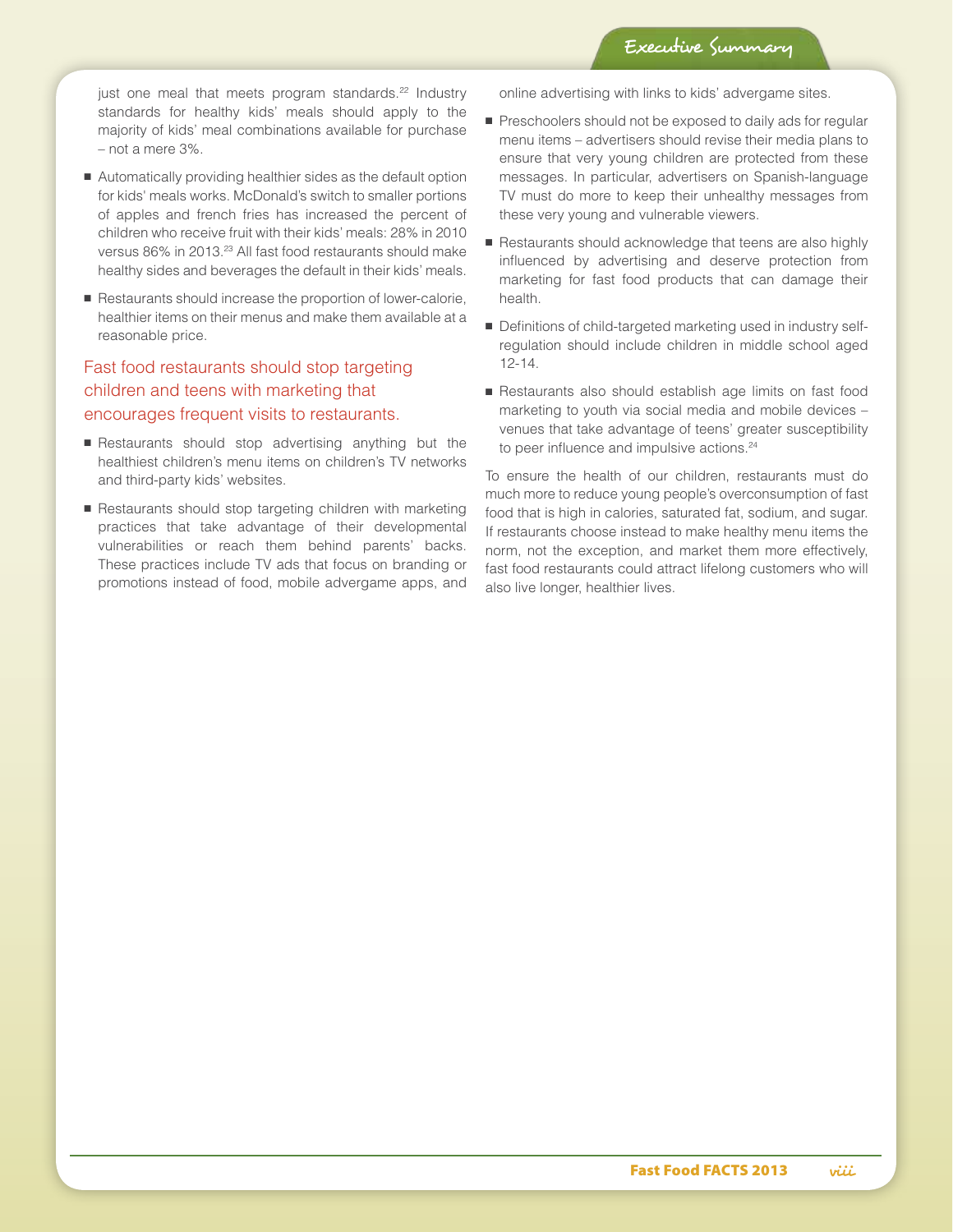just one meal that meets program standards.[22] Industry standards for healthy kids' meals should apply to the majority of kids' meal combinations available for purchase – not a mere 3%.

- Automatically providing healthier sides as the default option for kids' meals works. McDonald's switch to smaller portions of apples and french fries has increased the percent of children who receive fruit with their kids' meals: 28% in 2010 versus 86% in 2013.[23] All fast food restaurants should make healthy sides and beverages the default in their kids' meals.
- Restaurants should increase the proportion of lower-calorie, healthier items on their menus and make them available at a reasonable price.

## Fast food restaurants should stop targeting children and teens with marketing that encourages frequent visits to restaurants.

- Restaurants should stop advertising anything but the healthiest children's menu items on children's TV networks and third-party kids' websites.
- Restaurants should stop targeting children with marketing practices that take advantage of their developmental vulnerabilities or reach them behind parents' backs. These practices include TV ads that focus on branding or promotions instead of food, mobile advergame apps, and online advertising with links to kids' advergame sites.
- Preschoolers should not be exposed to daily ads for regular menu items – advertisers should revise their media plans to ensure that very young children are protected from these messages. In particular, advertisers on Spanish-language TV must do more to keep their unhealthy messages from these very young and vulnerable viewers.
- Restaurants should acknowledge that teens are also highly influenced by advertising and deserve protection from marketing for fast food products that can damage their health.
- Definitions of child-targeted marketing used in industry self-regulation should include children in middle school aged 12-14.
- Restaurants also should establish age limits on fast food marketing to youth via social media and mobile devices – venues that take advantage of teens' greater susceptibility to peer influence and impulsive actions.[24]

To ensure the health of our children, restaurants must do much more to reduce young people's overconsumption of fast food that is high in calories, saturated fat, sodium, and sugar. If restaurants choose instead to make healthy menu items the norm, not the exception, and market them more effectively, fast food restaurants could attract lifelong customers who will also live longer, healthier lives.